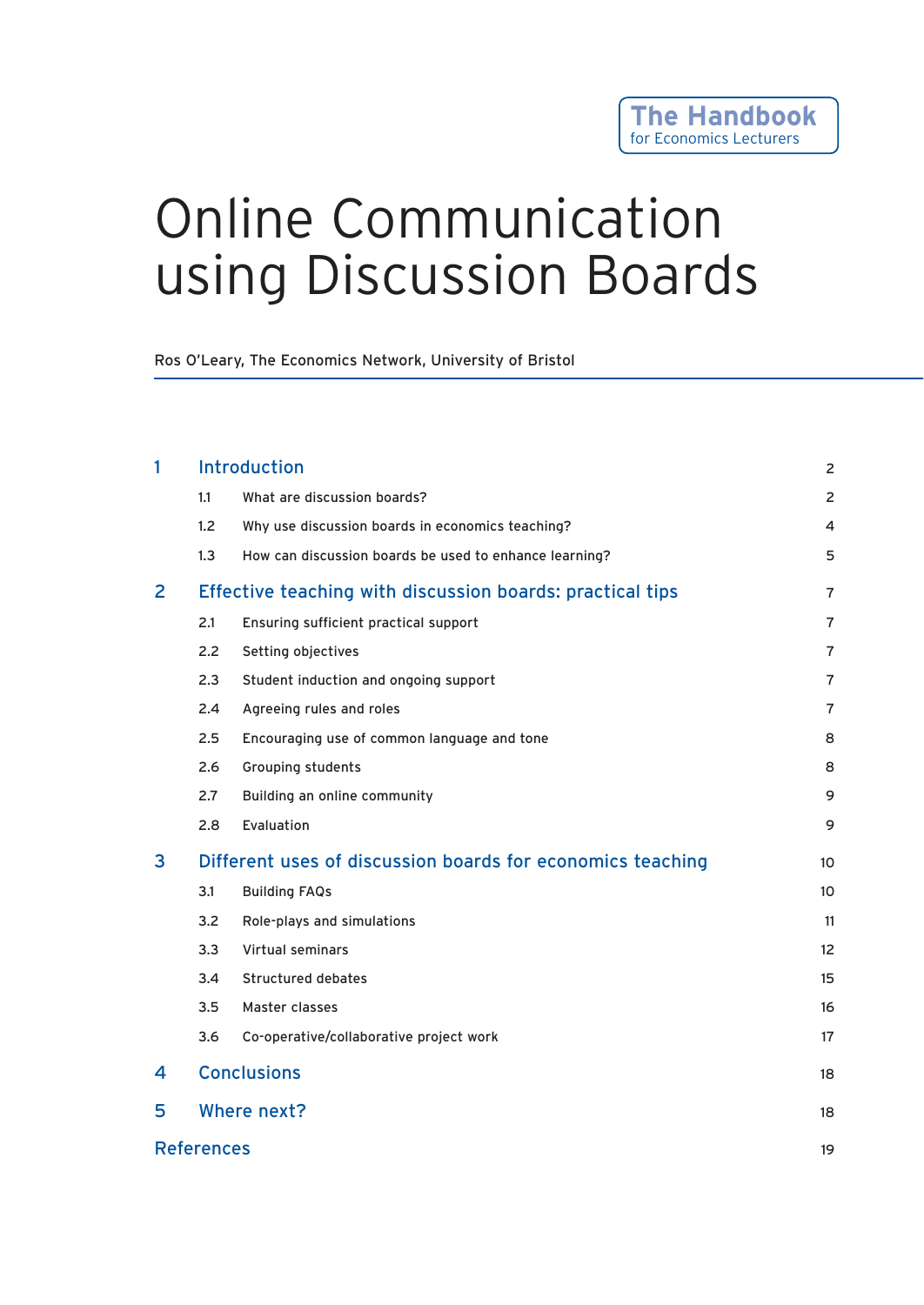The Handbook
for Economics Lecturers

# Online Communication using Discussion Boards

Ros O'Leary, The Economics Network, University of Bristol

| | | |
|---|---|---|
| **1** | **Introduction** | 2 |
| 1.1 | What are discussion boards? | 2 |
| 1.2 | Why use discussion boards in economics teaching? | 4 |
| 1.3 | How can discussion boards be used to enhance learning? | 5 |
| **2** | **Effective teaching with discussion boards: practical tips** | 7 |
| 2.1 | Ensuring sufficient practical support | 7 |
| 2.2 | Setting objectives | 7 |
| 2.3 | Student induction and ongoing support | 7 |
| 2.4 | Agreeing rules and roles | 7 |
| 2.5 | Encouraging use of common language and tone | 8 |
| 2.6 | Grouping students | 8 |
| 2.7 | Building an online community | 9 |
| 2.8 | Evaluation | 9 |
| **3** | **Different uses of discussion boards for economics teaching** | 10 |
| 3.1 | Building FAQs | 10 |
| 3.2 | Role-plays and simulations | 11 |
| 3.3 | Virtual seminars | 12 |
| 3.4 | Structured debates | 15 |
| 3.5 | Master classes | 16 |
| 3.6 | Co-operative/collaborative project work | 17 |
| **4** | **Conclusions** | 18 |
| **5** | **Where next?** | 18 |
| | **References** | 19 |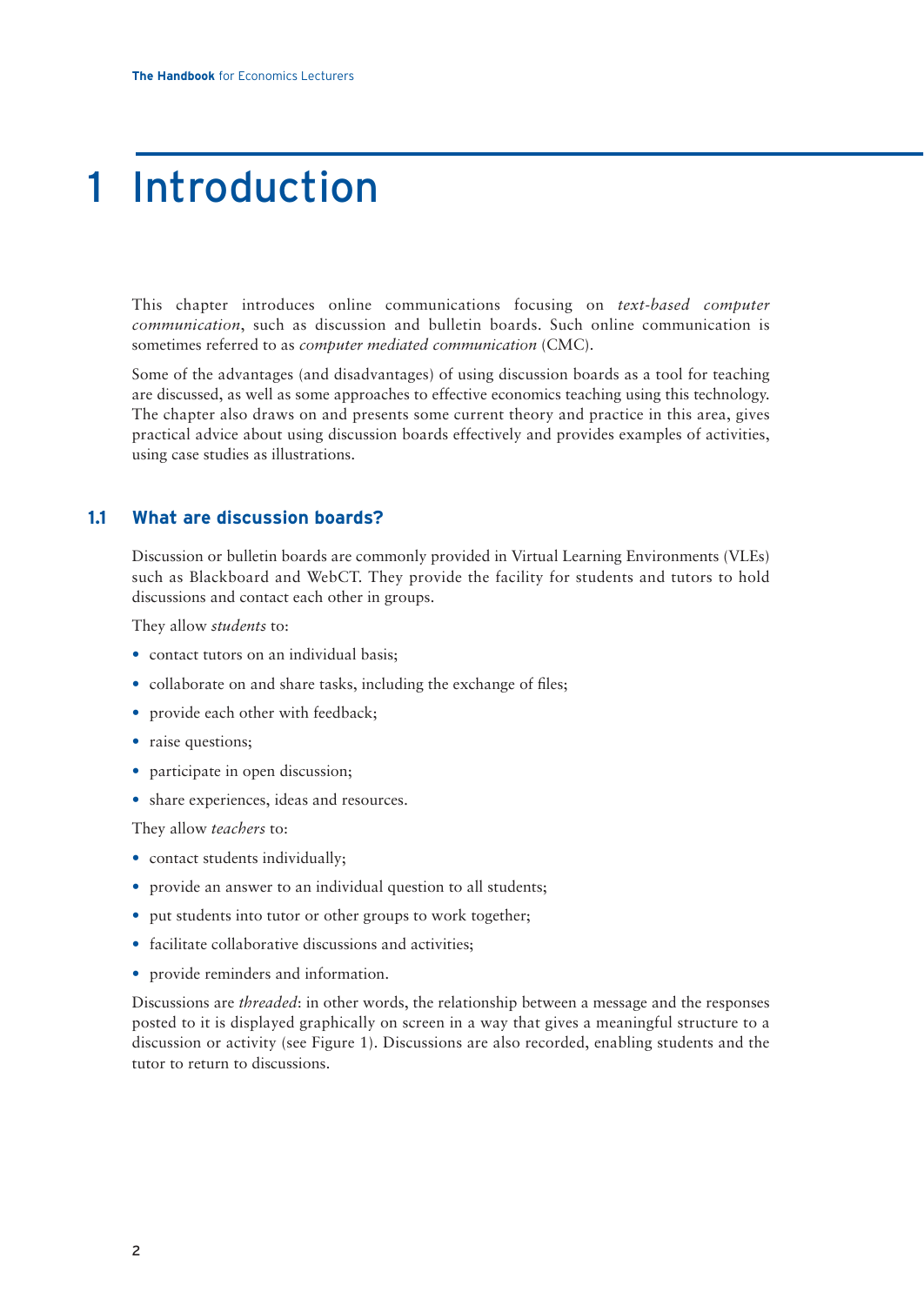# 1 Introduction

This chapter introduces online communications focusing on *text-based computer communication*, such as discussion and bulletin boards. Such online communication is sometimes referred to as *computer mediated communication* (CMC).

Some of the advantages (and disadvantages) of using discussion boards as a tool for teaching are discussed, as well as some approaches to effective economics teaching using this technology. The chapter also draws on and presents some current theory and practice in this area, gives practical advice about using discussion boards effectively and provides examples of activities, using case studies as illustrations.

## 1.1 What are discussion boards?

Discussion or bulletin boards are commonly provided in Virtual Learning Environments (VLEs) such as Blackboard and WebCT. They provide the facility for students and tutors to hold discussions and contact each other in groups.

They allow *students* to:

- contact tutors on an individual basis;
- collaborate on and share tasks, including the exchange of files;
- provide each other with feedback;
- raise questions;
- participate in open discussion;
- share experiences, ideas and resources.

They allow *teachers* to:

- contact students individually;
- provide an answer to an individual question to all students;
- put students into tutor or other groups to work together;
- facilitate collaborative discussions and activities;
- provide reminders and information.

Discussions are *threaded*: in other words, the relationship between a message and the responses posted to it is displayed graphically on screen in a way that gives a meaningful structure to a discussion or activity (see Figure 1). Discussions are also recorded, enabling students and the tutor to return to discussions.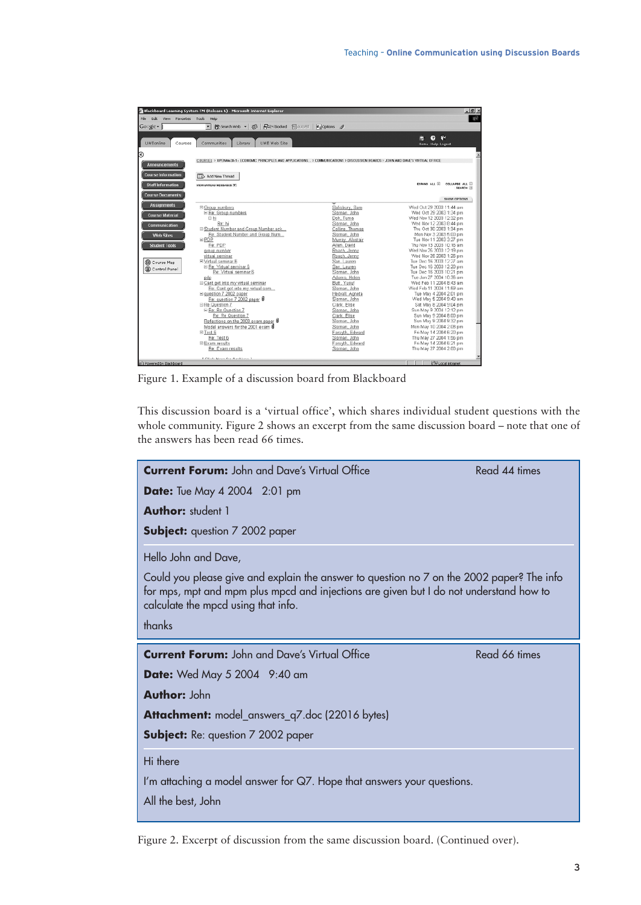Figure 1. Example of a discussion board from Blackboard

This discussion board is a 'virtual office', which shares individual student questions with the whole community. Figure 2 shows an excerpt from the same discussion board – note that one of the answers has been read 66 times.

**Current Forum:** John and Dave's Virtual Office    Read 44 times

**Date:** Tue May 4 2004  2:01 pm

**Author:** student 1

**Subject:** question 7 2002 paper

Hello John and Dave,

Could you please give and explain the answer to question no 7 on the 2002 paper? The info for mps, mpt and mpm plus mpcd and injections are given but I do not understand how to calculate the mpcd using that info.

thanks

**Current Forum:** John and Dave's Virtual Office    Read 66 times

**Date:** Wed May 5 2004  9:40 am

**Author:** John

**Attachment:** model_answers_q7.doc (22016 bytes)

**Subject:** Re: question 7 2002 paper

Hi there

I'm attaching a model answer for Q7. Hope that answers your questions.

All the best, John

Figure 2. Excerpt of discussion from the same discussion board. (Continued over).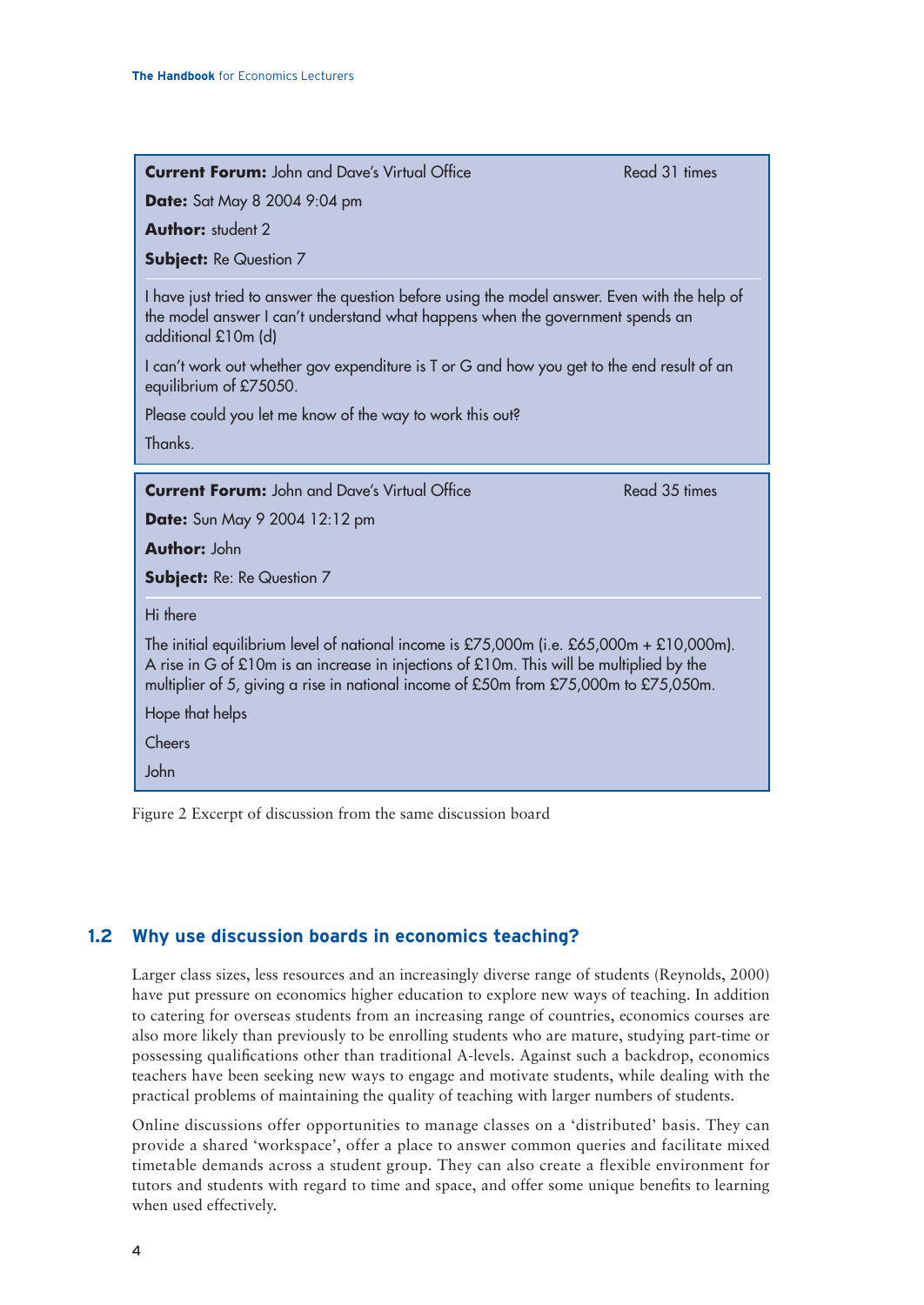> **Current Forum:** John and Dave's Virtual Office — Read 31 times
>
> **Date:** Sat May 8 2004 9:04 pm
>
> **Author:** student 2
>
> **Subject:** Re Question 7
>
> I have just tried to answer the question before using the model answer. Even with the help of the model answer I can't understand what happens when the government spends an additional £10m (d)
>
> I can't work out whether gov expenditure is T or G and how you get to the end result of an equilibrium of £75050.
>
> Please could you let me know of the way to work this out?
>
> Thanks.

> **Current Forum:** John and Dave's Virtual Office — Read 35 times
>
> **Date:** Sun May 9 2004 12:12 pm
>
> **Author:** John
>
> **Subject:** Re: Re Question 7
>
> Hi there
>
> The initial equilibrium level of national income is £75,000m (i.e. £65,000m + £10,000m). A rise in G of £10m is an increase in injections of £10m. This will be multiplied by the multiplier of 5, giving a rise in national income of £50m from £75,000m to £75,050m.
>
> Hope that helps
>
> Cheers
>
> John

Figure 2 Excerpt of discussion from the same discussion board

## 1.2 Why use discussion boards in economics teaching?

Larger class sizes, less resources and an increasingly diverse range of students (Reynolds, 2000) have put pressure on economics higher education to explore new ways of teaching. In addition to catering for overseas students from an increasing range of countries, economics courses are also more likely than previously to be enrolling students who are mature, studying part-time or possessing qualifications other than traditional A-levels. Against such a backdrop, economics teachers have been seeking new ways to engage and motivate students, while dealing with the practical problems of maintaining the quality of teaching with larger numbers of students.

Online discussions offer opportunities to manage classes on a 'distributed' basis. They can provide a shared 'workspace', offer a place to answer common queries and facilitate mixed timetable demands across a student group. They can also create a flexible environment for tutors and students with regard to time and space, and offer some unique benefits to learning when used effectively.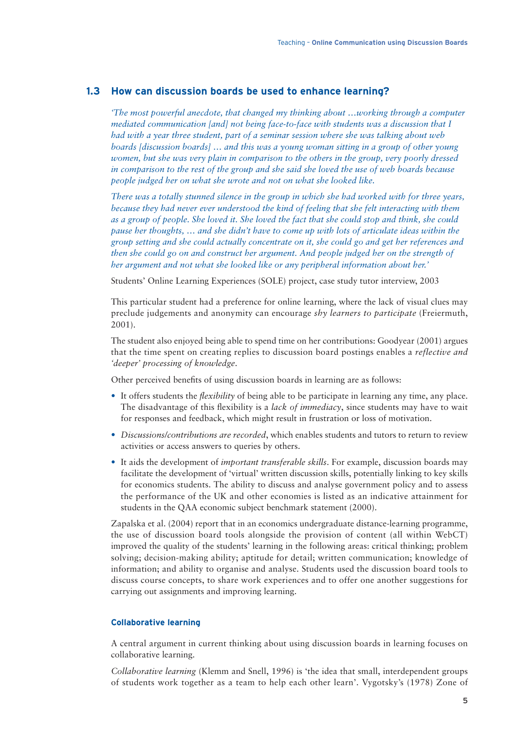## 1.3 How can discussion boards be used to enhance learning?

*'The most powerful anecdote, that changed my thinking about …working through a computer mediated communication [and] not being face-to-face with students was a discussion that I had with a year three student, part of a seminar session where she was talking about web boards [discussion boards] … and this was a young woman sitting in a group of other young women, but she was very plain in comparison to the others in the group, very poorly dressed in comparison to the rest of the group and she said she loved the use of web boards because people judged her on what she wrote and not on what she looked like.*

*There was a totally stunned silence in the group in which she had worked with for three years, because they had never ever understood the kind of feeling that she felt interacting with them as a group of people. She loved it. She loved the fact that she could stop and think, she could pause her thoughts, … and she didn't have to come up with lots of articulate ideas within the group setting and she could actually concentrate on it, she could go and get her references and then she could go on and construct her argument. And people judged her on the strength of her argument and not what she looked like or any peripheral information about her.'*

Students' Online Learning Experiences (SOLE) project, case study tutor interview, 2003

This particular student had a preference for online learning, where the lack of visual clues may preclude judgements and anonymity can encourage *shy learners to participate* (Freiermuth, 2001).

The student also enjoyed being able to spend time on her contributions: Goodyear (2001) argues that the time spent on creating replies to discussion board postings enables a *reflective and 'deeper' processing of knowledge*.

Other perceived benefits of using discussion boards in learning are as follows:

- It offers students the *flexibility* of being able to be participate in learning any time, any place. The disadvantage of this flexibility is a *lack of immediacy*, since students may have to wait for responses and feedback, which might result in frustration or loss of motivation.
- *Discussions/contributions are recorded*, which enables students and tutors to return to review activities or access answers to queries by others.
- It aids the development of *important transferable skills*. For example, discussion boards may facilitate the development of 'virtual' written discussion skills, potentially linking to key skills for economics students. The ability to discuss and analyse government policy and to assess the performance of the UK and other economies is listed as an indicative attainment for students in the QAA economic subject benchmark statement (2000).

Zapalska et al. (2004) report that in an economics undergraduate distance-learning programme, the use of discussion board tools alongside the provision of content (all within WebCT) improved the quality of the students' learning in the following areas: critical thinking; problem solving; decision-making ability; aptitude for detail; written communication; knowledge of information; and ability to organise and analyse. Students used the discussion board tools to discuss course concepts, to share work experiences and to offer one another suggestions for carrying out assignments and improving learning.

### Collaborative learning

A central argument in current thinking about using discussion boards in learning focuses on collaborative learning.

*Collaborative learning* (Klemm and Snell, 1996) is 'the idea that small, interdependent groups of students work together as a team to help each other learn'. Vygotsky's (1978) Zone of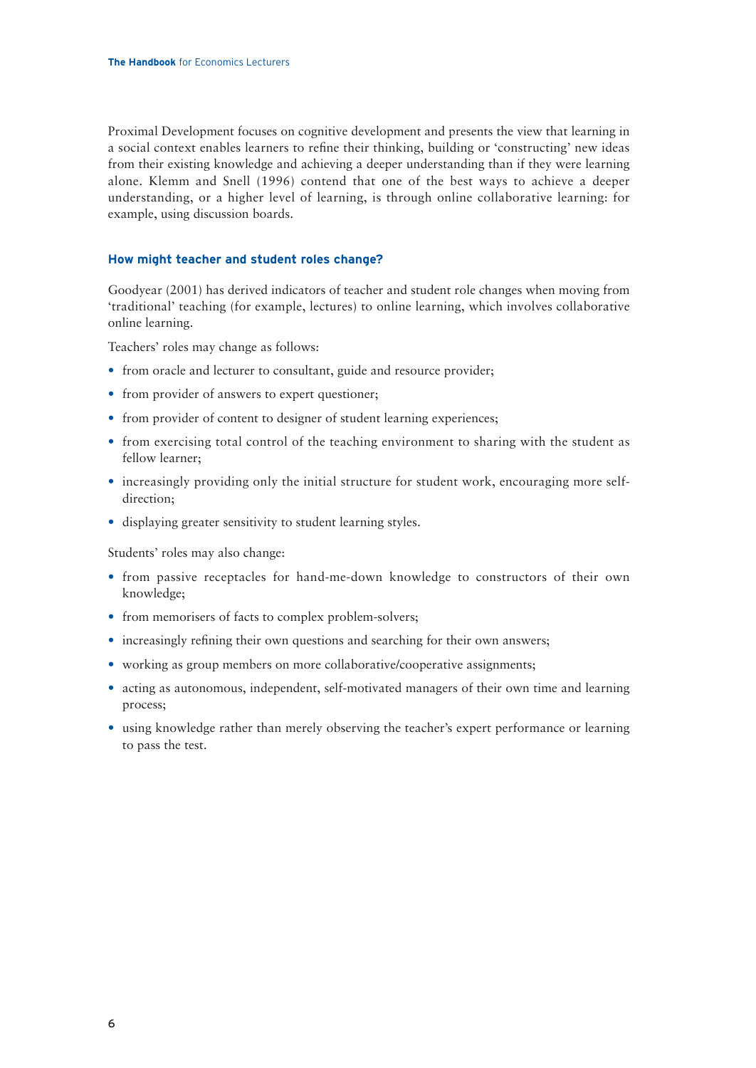Proximal Development focuses on cognitive development and presents the view that learning in a social context enables learners to refine their thinking, building or 'constructing' new ideas from their existing knowledge and achieving a deeper understanding than if they were learning alone. Klemm and Snell (1996) contend that one of the best ways to achieve a deeper understanding, or a higher level of learning, is through online collaborative learning: for example, using discussion boards.

### How might teacher and student roles change?

Goodyear (2001) has derived indicators of teacher and student role changes when moving from 'traditional' teaching (for example, lectures) to online learning, which involves collaborative online learning.

Teachers' roles may change as follows:

- from oracle and lecturer to consultant, guide and resource provider;
- from provider of answers to expert questioner;
- from provider of content to designer of student learning experiences;
- from exercising total control of the teaching environment to sharing with the student as fellow learner;
- increasingly providing only the initial structure for student work, encouraging more self-direction;
- displaying greater sensitivity to student learning styles.

Students' roles may also change:

- from passive receptacles for hand-me-down knowledge to constructors of their own knowledge;
- from memorisers of facts to complex problem-solvers;
- increasingly refining their own questions and searching for their own answers;
- working as group members on more collaborative/cooperative assignments;
- acting as autonomous, independent, self-motivated managers of their own time and learning process;
- using knowledge rather than merely observing the teacher's expert performance or learning to pass the test.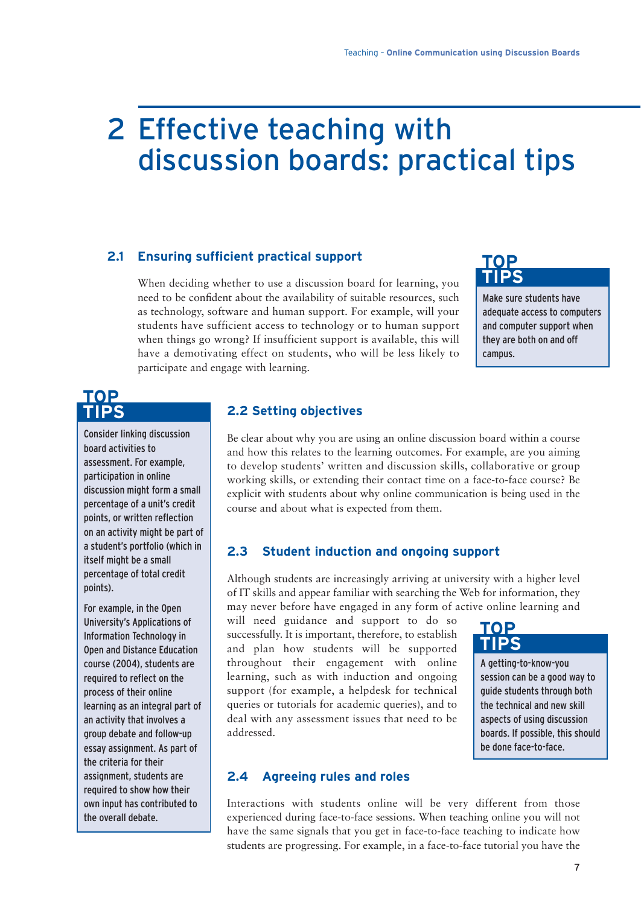# 2 Effective teaching with discussion boards: practical tips

## 2.1 Ensuring sufficient practical support

When deciding whether to use a discussion board for learning, you need to be confident about the availability of suitable resources, such as technology, software and human support. For example, will your students have sufficient access to technology or to human support when things go wrong? If insufficient support is available, this will have a demotivating effect on students, who will be less likely to participate and engage with learning.

> **TOP TIPS**
>
> Make sure students have adequate access to computers and computer support when they are both on and off campus.

> **TOP TIPS**
>
> Consider linking discussion board activities to assessment. For example, participation in online discussion might form a small percentage of a unit's credit points, or written reflection on an activity might be part of a student's portfolio (which in itself might be a small percentage of total credit points).
>
> For example, in the Open University's Applications of Information Technology in Open and Distance Education course (2004), students are required to reflect on the process of their online learning as an integral part of an activity that involves a group debate and follow-up essay assignment. As part of the criteria for their assignment, students are required to show how their own input has contributed to the overall debate.

## 2.2 Setting objectives

Be clear about why you are using an online discussion board within a course and how this relates to the learning outcomes. For example, are you aiming to develop students' written and discussion skills, collaborative or group working skills, or extending their contact time on a face-to-face course? Be explicit with students about why online communication is being used in the course and about what is expected from them.

## 2.3 Student induction and ongoing support

Although students are increasingly arriving at university with a higher level of IT skills and appear familiar with searching the Web for information, they may never before have engaged in any form of active online learning and will need guidance and support to do so successfully. It is important, therefore, to establish and plan how students will be supported throughout their engagement with online learning, such as with induction and ongoing support (for example, a helpdesk for technical queries or tutorials for academic queries), and to deal with any assessment issues that need to be addressed.

> **TOP TIPS**
>
> A getting-to-know-you session can be a good way to guide students through both the technical and new skill aspects of using discussion boards. If possible, this should be done face-to-face.

## 2.4 Agreeing rules and roles

Interactions with students online will be very different from those experienced during face-to-face sessions. When teaching online you will not have the same signals that you get in face-to-face teaching to indicate how students are progressing. For example, in a face-to-face tutorial you have the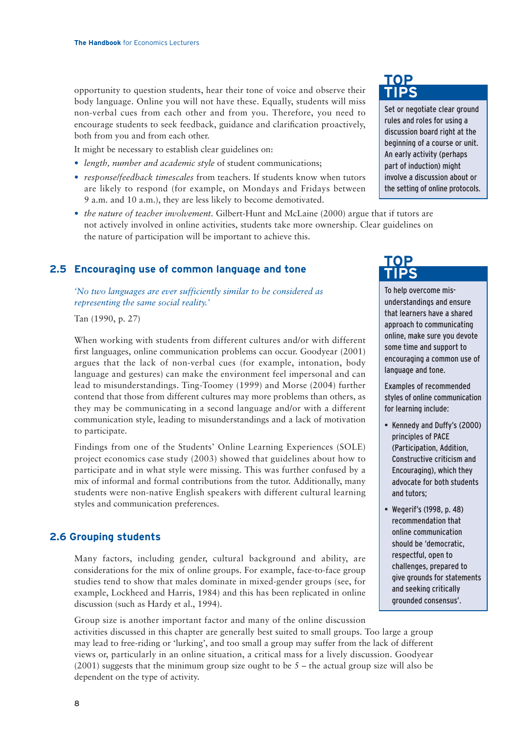opportunity to question students, hear their tone of voice and observe their body language. Online you will not have these. Equally, students will miss non-verbal cues from each other and from you. Therefore, you need to encourage students to seek feedback, guidance and clarification proactively, both from you and from each other.

It might be necessary to establish clear guidelines on:

- *length, number and academic style* of student communications;
- *response/feedback timescales* from teachers. If students know when tutors are likely to respond (for example, on Mondays and Fridays between 9 a.m. and 10 a.m.), they are less likely to become demotivated.
- *the nature of teacher involvement*. Gilbert-Hunt and McLaine (2000) argue that if tutors are not actively involved in online activities, students take more ownership. Clear guidelines on the nature of participation will be important to achieve this.

**TOP TIPS**

Set or negotiate clear ground rules and roles for using a discussion board right at the beginning of a course or unit. An early activity (perhaps part of induction) might involve a discussion about or the setting of online protocols.

## 2.5 Encouraging use of common language and tone

*'No two languages are ever sufficiently similar to be considered as representing the same social reality.'*

Tan (1990, p. 27)

When working with students from different cultures and/or with different first languages, online communication problems can occur. Goodyear (2001) argues that the lack of non-verbal cues (for example, intonation, body language and gestures) can make the environment feel impersonal and can lead to misunderstandings. Ting-Toomey (1999) and Morse (2004) further contend that those from different cultures may more problems than others, as they may be communicating in a second language and/or with a different communication style, leading to misunderstandings and a lack of motivation to participate.

Findings from one of the Students' Online Learning Experiences (SOLE) project economics case study (2003) showed that guidelines about how to participate and in what style were missing. This was further confused by a mix of informal and formal contributions from the tutor. Additionally, many students were non-native English speakers with different cultural learning styles and communication preferences.

**TOP TIPS**

To help overcome mis-understandings and ensure that learners have a shared approach to communicating online, make sure you devote some time and support to encouraging a common use of language and tone.

Examples of recommended styles of online communication for learning include:

- Kennedy and Duffy's (2000) principles of PACE (Participation, Addition, Constructive criticism and Encouraging), which they advocate for both students and tutors;
- Wegerif's (1998, p. 48) recommendation that online communication should be 'democratic, respectful, open to challenges, prepared to give grounds for statements and seeking critically grounded consensus'.

## 2.6 Grouping students

Many factors, including gender, cultural background and ability, are considerations for the mix of online groups. For example, face-to-face group studies tend to show that males dominate in mixed-gender groups (see, for example, Lockheed and Harris, 1984) and this has been replicated in online discussion (such as Hardy et al., 1994).

Group size is another important factor and many of the online discussion activities discussed in this chapter are generally best suited to small groups. Too large a group may lead to free-riding or 'lurking', and too small a group may suffer from the lack of different views or, particularly in an online situation, a critical mass for a lively discussion. Goodyear (2001) suggests that the minimum group size ought to be 5 – the actual group size will also be dependent on the type of activity.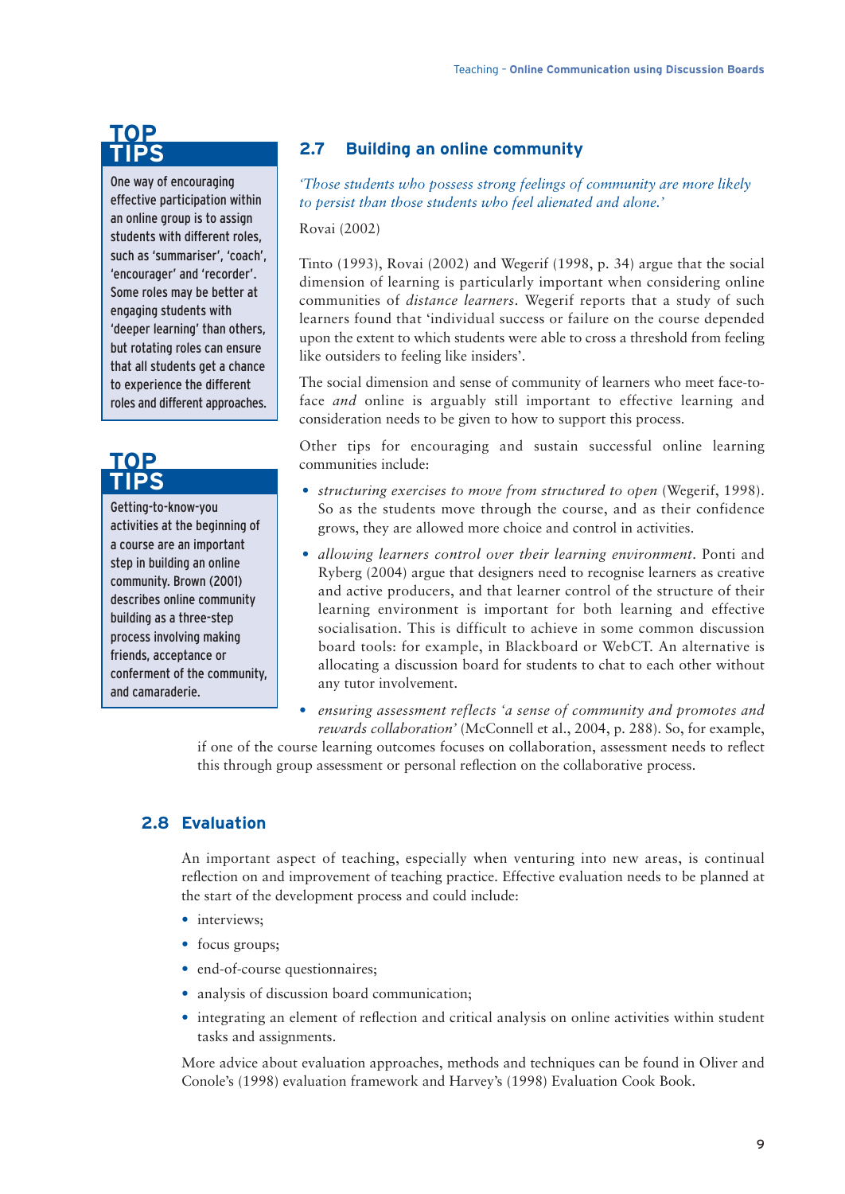## 2.7 Building an online community

*'Those students who possess strong feelings of community are more likely to persist than those students who feel alienated and alone.'*

Rovai (2002)

Tinto (1993), Rovai (2002) and Wegerif (1998, p. 34) argue that the social dimension of learning is particularly important when considering online communities of *distance learners*. Wegerif reports that a study of such learners found that 'individual success or failure on the course depended upon the extent to which students were able to cross a threshold from feeling like outsiders to feeling like insiders'.

The social dimension and sense of community of learners who meet face-to-face *and* online is arguably still important to effective learning and consideration needs to be given to how to support this process.

Other tips for encouraging and sustain successful online learning communities include:

- *structuring exercises to move from structured to open* (Wegerif, 1998). So as the students move through the course, and as their confidence grows, they are allowed more choice and control in activities.
- *allowing learners control over their learning environment*. Ponti and Ryberg (2004) argue that designers need to recognise learners as creative and active producers, and that learner control of the structure of their learning environment is important for both learning and effective socialisation. This is difficult to achieve in some common discussion board tools: for example, in Blackboard or WebCT. An alternative is allocating a discussion board for students to chat to each other without any tutor involvement.
- *ensuring assessment reflects 'a sense of community and promotes and rewards collaboration'* (McConnell et al., 2004, p. 288). So, for example, if one of the course learning outcomes focuses on collaboration, assessment needs to reflect this through group assessment or personal reflection on the collaborative process.

**TOP TIPS**

One way of encouraging effective participation within an online group is to assign students with different roles, such as 'summariser', 'coach', 'encourager' and 'recorder'. Some roles may be better at engaging students with 'deeper learning' than others, but rotating roles can ensure that all students get a chance to experience the different roles and different approaches.

**TOP TIPS**

Getting-to-know-you activities at the beginning of a course are an important step in building an online community. Brown (2001) describes online community building as a three-step process involving making friends, acceptance or conferment of the community, and camaraderie.

## 2.8 Evaluation

An important aspect of teaching, especially when venturing into new areas, is continual reflection on and improvement of teaching practice. Effective evaluation needs to be planned at the start of the development process and could include:

- interviews;
- focus groups;
- end-of-course questionnaires;
- analysis of discussion board communication;
- integrating an element of reflection and critical analysis on online activities within student tasks and assignments.

More advice about evaluation approaches, methods and techniques can be found in Oliver and Conole's (1998) evaluation framework and Harvey's (1998) Evaluation Cook Book.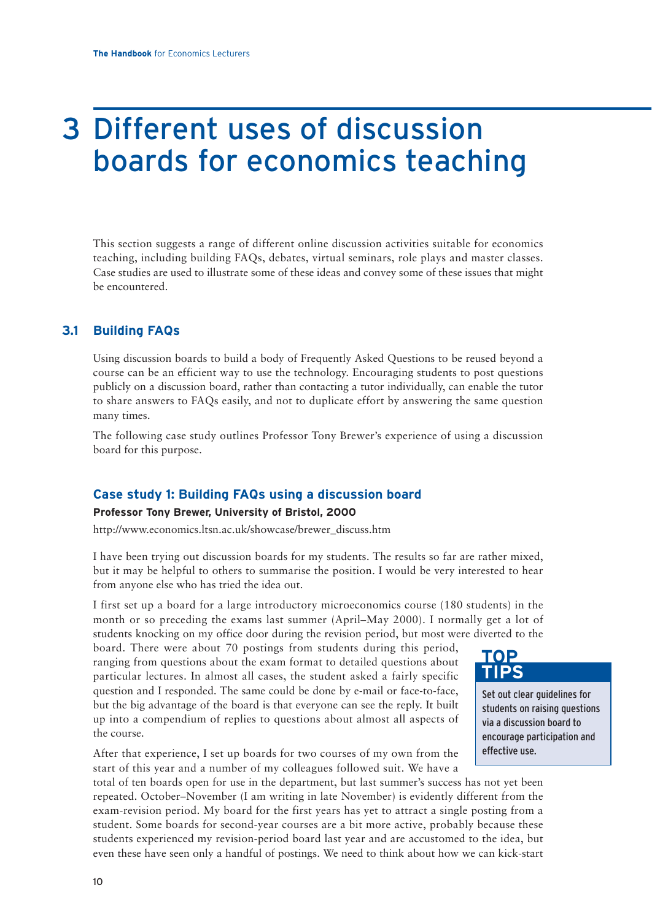# 3 Different uses of discussion boards for economics teaching

This section suggests a range of different online discussion activities suitable for economics teaching, including building FAQs, debates, virtual seminars, role plays and master classes. Case studies are used to illustrate some of these ideas and convey some of these issues that might be encountered.

## 3.1 Building FAQs

Using discussion boards to build a body of Frequently Asked Questions to be reused beyond a course can be an efficient way to use the technology. Encouraging students to post questions publicly on a discussion board, rather than contacting a tutor individually, can enable the tutor to share answers to FAQs easily, and not to duplicate effort by answering the same question many times.

The following case study outlines Professor Tony Brewer's experience of using a discussion board for this purpose.

### Case study 1: Building FAQs using a discussion board

**Professor Tony Brewer, University of Bristol, 2000**

http://www.economics.ltsn.ac.uk/showcase/brewer_discuss.htm

I have been trying out discussion boards for my students. The results so far are rather mixed, but it may be helpful to others to summarise the position. I would be very interested to hear from anyone else who has tried the idea out.

I first set up a board for a large introductory microeconomics course (180 students) in the month or so preceding the exams last summer (April–May 2000). I normally get a lot of students knocking on my office door during the revision period, but most were diverted to the board. There were about 70 postings from students during this period, ranging from questions about the exam format to detailed questions about particular lectures. In almost all cases, the student asked a fairly specific question and I responded. The same could be done by e-mail or face-to-face, but the big advantage of the board is that everyone can see the reply. It built up into a compendium of replies to questions about almost all aspects of the course.

> **TOP TIPS**
>
> Set out clear guidelines for students on raising questions via a discussion board to encourage participation and effective use.

After that experience, I set up boards for two courses of my own from the start of this year and a number of my colleagues followed suit. We have a total of ten boards open for use in the department, but last summer's success has not yet been repeated. October–November (I am writing in late November) is evidently different from the exam-revision period. My board for the first years has yet to attract a single posting from a student. Some boards for second-year courses are a bit more active, probably because these students experienced my revision-period board last year and are accustomed to the idea, but even these have seen only a handful of postings. We need to think about how we can kick-start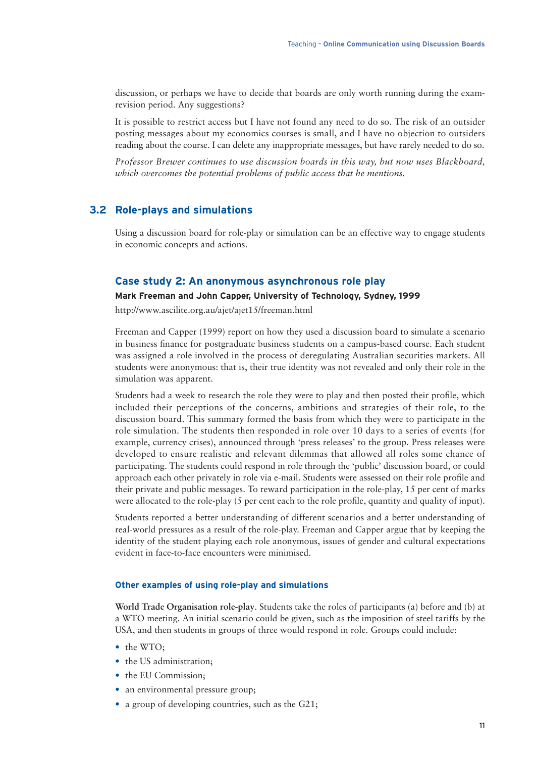discussion, or perhaps we have to decide that boards are only worth running during the exam-revision period. Any suggestions?

It is possible to restrict access but I have not found any need to do so. The risk of an outsider posting messages about my economics courses is small, and I have no objection to outsiders reading about the course. I can delete any inappropriate messages, but have rarely needed to do so.

*Professor Brewer continues to use discussion boards in this way, but now uses Blackboard, which overcomes the potential problems of public access that he mentions.*

## 3.2 Role-plays and simulations

Using a discussion board for role-play or simulation can be an effective way to engage students in economic concepts and actions.

### Case study 2: An anonymous asynchronous role play

**Mark Freeman and John Capper, University of Technology, Sydney, 1999**

http://www.ascilite.org.au/ajet/ajet15/freeman.html

Freeman and Capper (1999) report on how they used a discussion board to simulate a scenario in business finance for postgraduate business students on a campus-based course. Each student was assigned a role involved in the process of deregulating Australian securities markets. All students were anonymous: that is, their true identity was not revealed and only their role in the simulation was apparent.

Students had a week to research the role they were to play and then posted their profile, which included their perceptions of the concerns, ambitions and strategies of their role, to the discussion board. This summary formed the basis from which they were to participate in the role simulation. The students then responded in role over 10 days to a series of events (for example, currency crises), announced through 'press releases' to the group. Press releases were developed to ensure realistic and relevant dilemmas that allowed all roles some chance of participating. The students could respond in role through the 'public' discussion board, or could approach each other privately in role via e-mail. Students were assessed on their role profile and their private and public messages. To reward participation in the role-play, 15 per cent of marks were allocated to the role-play (5 per cent each to the role profile, quantity and quality of input).

Students reported a better understanding of different scenarios and a better understanding of real-world pressures as a result of the role-play. Freeman and Capper argue that by keeping the identity of the student playing each role anonymous, issues of gender and cultural expectations evident in face-to-face encounters were minimised.

#### Other examples of using role-play and simulations

**World Trade Organisation role-play**. Students take the roles of participants (a) before and (b) at a WTO meeting. An initial scenario could be given, such as the imposition of steel tariffs by the USA, and then students in groups of three would respond in role. Groups could include:

- the WTO;
- the US administration;
- the EU Commission;
- an environmental pressure group;
- a group of developing countries, such as the G21;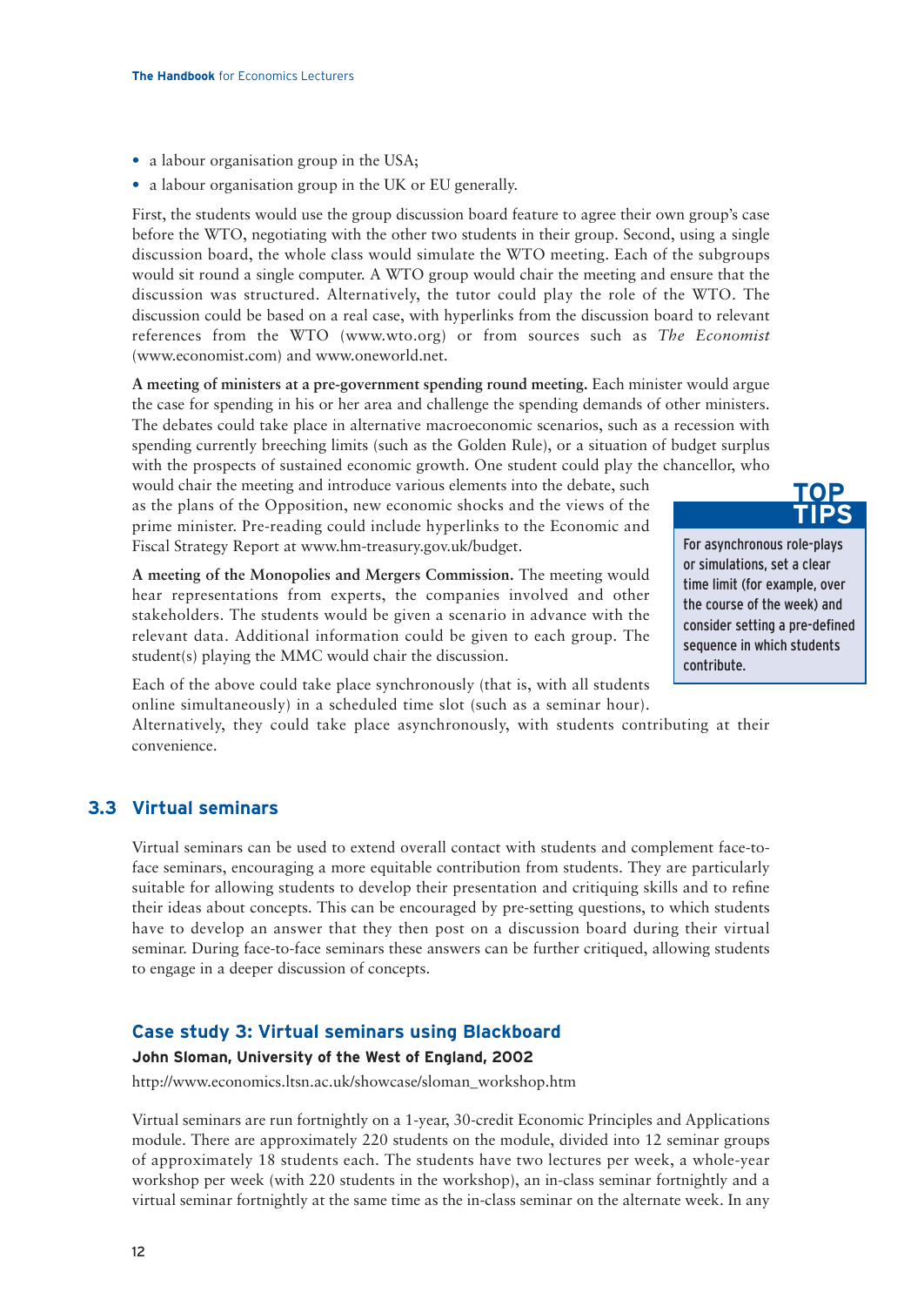- a labour organisation group in the USA;
- a labour organisation group in the UK or EU generally.

First, the students would use the group discussion board feature to agree their own group's case before the WTO, negotiating with the other two students in their group. Second, using a single discussion board, the whole class would simulate the WTO meeting. Each of the subgroups would sit round a single computer. A WTO group would chair the meeting and ensure that the discussion was structured. Alternatively, the tutor could play the role of the WTO. The discussion could be based on a real case, with hyperlinks from the discussion board to relevant references from the WTO (www.wto.org) or from sources such as *The Economist* (www.economist.com) and www.oneworld.net.

**A meeting of ministers at a pre-government spending round meeting.** Each minister would argue the case for spending in his or her area and challenge the spending demands of other ministers. The debates could take place in alternative macroeconomic scenarios, such as a recession with spending currently breeching limits (such as the Golden Rule), or a situation of budget surplus with the prospects of sustained economic growth. One student could play the chancellor, who would chair the meeting and introduce various elements into the debate, such as the plans of the Opposition, new economic shocks and the views of the prime minister. Pre-reading could include hyperlinks to the Economic and Fiscal Strategy Report at www.hm-treasury.gov.uk/budget.

**A meeting of the Monopolies and Mergers Commission.** The meeting would hear representations from experts, the companies involved and other stakeholders. The students would be given a scenario in advance with the relevant data. Additional information could be given to each group. The student(s) playing the MMC would chair the discussion.

Each of the above could take place synchronously (that is, with all students online simultaneously) in a scheduled time slot (such as a seminar hour). Alternatively, they could take place asynchronously, with students contributing at their convenience.

> **TOP TIPS**
>
> For asynchronous role-plays or simulations, set a clear time limit (for example, over the course of the week) and consider setting a pre-defined sequence in which students contribute.

## 3.3 Virtual seminars

Virtual seminars can be used to extend overall contact with students and complement face-to-face seminars, encouraging a more equitable contribution from students. They are particularly suitable for allowing students to develop their presentation and critiquing skills and to refine their ideas about concepts. This can be encouraged by pre-setting questions, to which students have to develop an answer that they then post on a discussion board during their virtual seminar. During face-to-face seminars these answers can be further critiqued, allowing students to engage in a deeper discussion of concepts.

### Case study 3: Virtual seminars using Blackboard

**John Sloman, University of the West of England, 2002**

http://www.economics.ltsn.ac.uk/showcase/sloman_workshop.htm

Virtual seminars are run fortnightly on a 1-year, 30-credit Economic Principles and Applications module. There are approximately 220 students on the module, divided into 12 seminar groups of approximately 18 students each. The students have two lectures per week, a whole-year workshop per week (with 220 students in the workshop), an in-class seminar fortnightly and a virtual seminar fortnightly at the same time as the in-class seminar on the alternate week. In any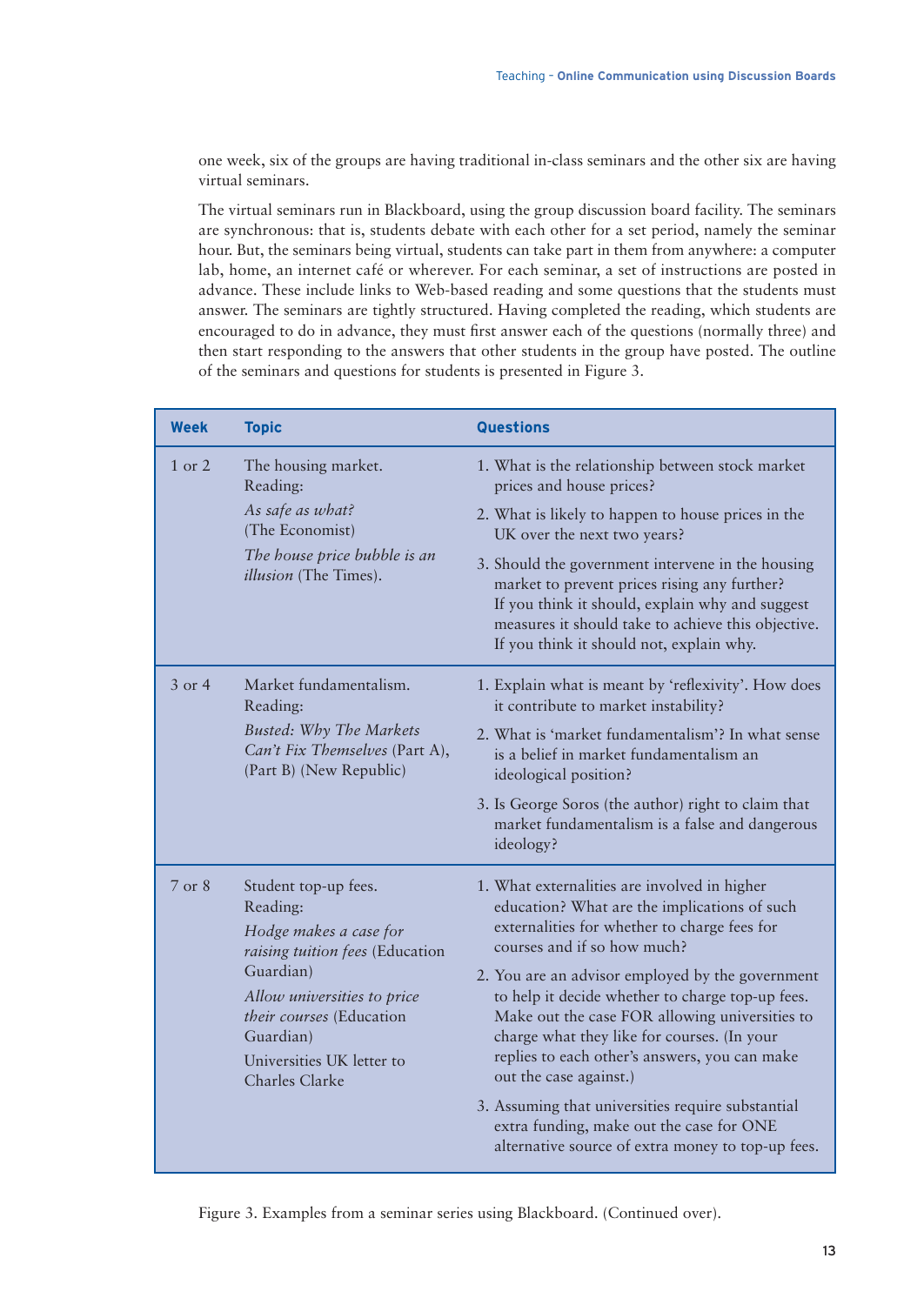one week, six of the groups are having traditional in-class seminars and the other six are having virtual seminars.

The virtual seminars run in Blackboard, using the group discussion board facility. The seminars are synchronous: that is, students debate with each other for a set period, namely the seminar hour. But, the seminars being virtual, students can take part in them from anywhere: a computer lab, home, an internet café or wherever. For each seminar, a set of instructions are posted in advance. These include links to Web-based reading and some questions that the students must answer. The seminars are tightly structured. Having completed the reading, which students are encouraged to do in advance, they must first answer each of the questions (normally three) and then start responding to the answers that other students in the group have posted. The outline of the seminars and questions for students is presented in Figure 3.

| Week | Topic | Questions |
|---|---|---|
| 1 or 2 | The housing market.<br>Reading:<br>*As safe as what?* (The Economist)<br>*The house price bubble is an illusion* (The Times). | 1. What is the relationship between stock market prices and house prices?<br>2. What is likely to happen to house prices in the UK over the next two years?<br>3. Should the government intervene in the housing market to prevent prices rising any further? If you think it should, explain why and suggest measures it should take to achieve this objective. If you think it should not, explain why. |
| 3 or 4 | Market fundamentalism.<br>Reading:<br>*Busted: Why The Markets Can't Fix Themselves* (Part A), (Part B) (New Republic) | 1. Explain what is meant by 'reflexivity'. How does it contribute to market instability?<br>2. What is 'market fundamentalism'? In what sense is a belief in market fundamentalism an ideological position?<br>3. Is George Soros (the author) right to claim that market fundamentalism is a false and dangerous ideology? |
| 7 or 8 | Student top-up fees.<br>Reading:<br>*Hodge makes a case for raising tuition fees* (Education Guardian)<br>*Allow universities to price their courses* (Education Guardian)<br>Universities UK letter to Charles Clarke | 1. What externalities are involved in higher education? What are the implications of such externalities for whether to charge fees for courses and if so how much?<br>2. You are an advisor employed by the government to help it decide whether to charge top-up fees. Make out the case FOR allowing universities to charge what they like for courses. (In your replies to each other's answers, you can make out the case against.)<br>3. Assuming that universities require substantial extra funding, make out the case for ONE alternative source of extra money to top-up fees. |

Figure 3. Examples from a seminar series using Blackboard. (Continued over).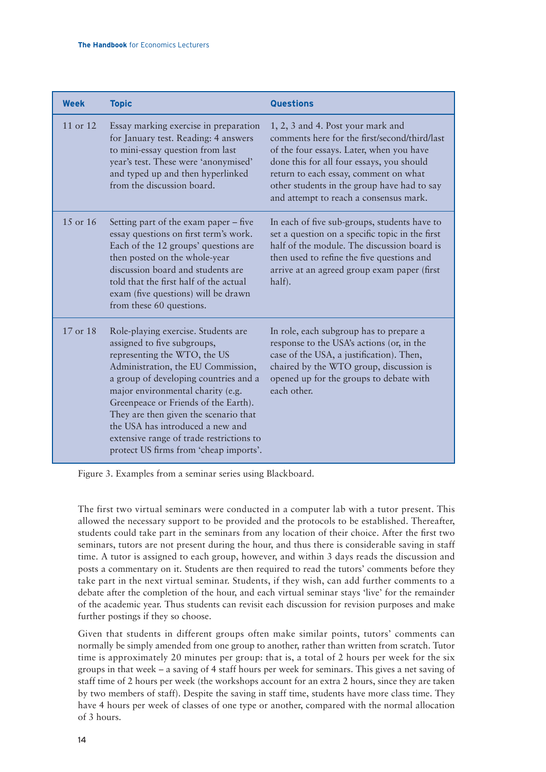| Week | Topic | Questions |
|---|---|---|
| 11 or 12 | Essay marking exercise in preparation for January test. Reading: 4 answers to mini-essay question from last year's test. These were 'anonymised' and typed up and then hyperlinked from the discussion board. | 1, 2, 3 and 4. Post your mark and comments here for the first/second/third/last of the four essays. Later, when you have done this for all four essays, you should return to each essay, comment on what other students in the group have had to say and attempt to reach a consensus mark. |
| 15 or 16 | Setting part of the exam paper – five essay questions on first term's work. Each of the 12 groups' questions are then posted on the whole-year discussion board and students are told that the first half of the actual exam (five questions) will be drawn from these 60 questions. | In each of five sub-groups, students have to set a question on a specific topic in the first half of the module. The discussion board is then used to refine the five questions and arrive at an agreed group exam paper (first half). |
| 17 or 18 | Role-playing exercise. Students are assigned to five subgroups, representing the WTO, the US Administration, the EU Commission, a group of developing countries and a major environmental charity (e.g. Greenpeace or Friends of the Earth). They are then given the scenario that the USA has introduced a new and extensive range of trade restrictions to protect US firms from 'cheap imports'. | In role, each subgroup has to prepare a response to the USA's actions (or, in the case of the USA, a justification). Then, chaired by the WTO group, discussion is opened up for the groups to debate with each other. |

Figure 3. Examples from a seminar series using Blackboard.

The first two virtual seminars were conducted in a computer lab with a tutor present. This allowed the necessary support to be provided and the protocols to be established. Thereafter, students could take part in the seminars from any location of their choice. After the first two seminars, tutors are not present during the hour, and thus there is considerable saving in staff time. A tutor is assigned to each group, however, and within 3 days reads the discussion and posts a commentary on it. Students are then required to read the tutors' comments before they take part in the next virtual seminar. Students, if they wish, can add further comments to a debate after the completion of the hour, and each virtual seminar stays 'live' for the remainder of the academic year. Thus students can revisit each discussion for revision purposes and make further postings if they so choose.

Given that students in different groups often make similar points, tutors' comments can normally be simply amended from one group to another, rather than written from scratch. Tutor time is approximately 20 minutes per group: that is, a total of 2 hours per week for the six groups in that week – a saving of 4 staff hours per week for seminars. This gives a net saving of staff time of 2 hours per week (the workshops account for an extra 2 hours, since they are taken by two members of staff). Despite the saving in staff time, students have more class time. They have 4 hours per week of classes of one type or another, compared with the normal allocation of 3 hours.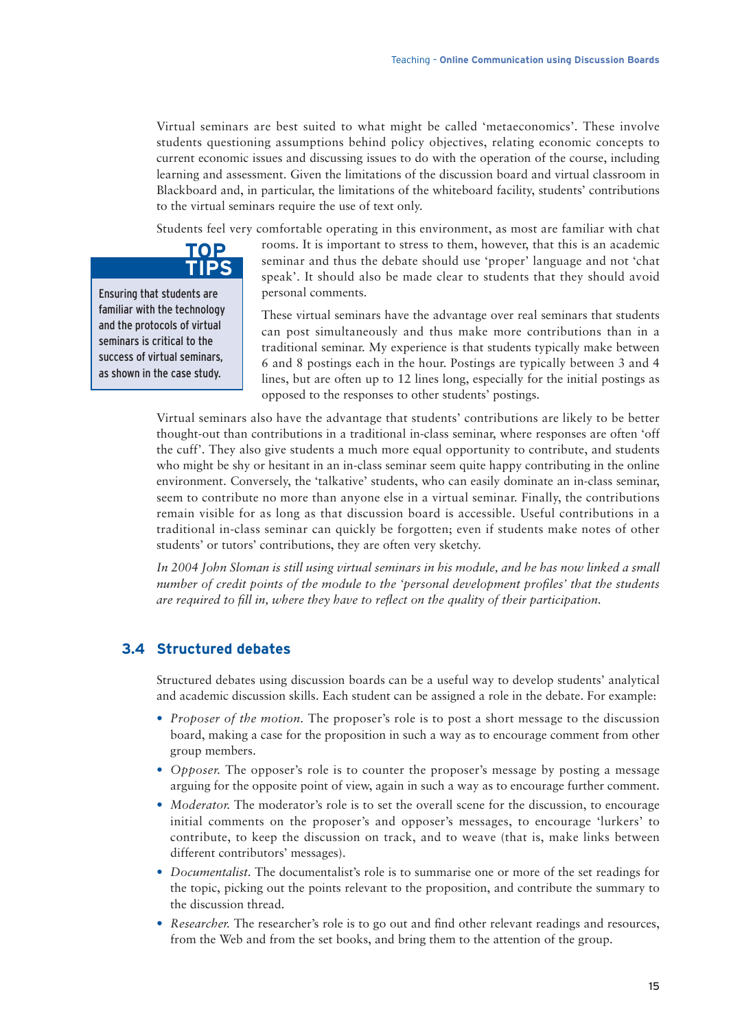Virtual seminars are best suited to what might be called 'metaeconomics'. These involve students questioning assumptions behind policy objectives, relating economic concepts to current economic issues and discussing issues to do with the operation of the course, including learning and assessment. Given the limitations of the discussion board and virtual classroom in Blackboard and, in particular, the limitations of the whiteboard facility, students' contributions to the virtual seminars require the use of text only.

Students feel very comfortable operating in this environment, as most are familiar with chat rooms. It is important to stress to them, however, that this is an academic seminar and thus the debate should use 'proper' language and not 'chat speak'. It should also be made clear to students that they should avoid personal comments.

> **TOP TIPS**
>
> Ensuring that students are familiar with the technology and the protocols of virtual seminars is critical to the success of virtual seminars, as shown in the case study.

These virtual seminars have the advantage over real seminars that students can post simultaneously and thus make more contributions than in a traditional seminar. My experience is that students typically make between 6 and 8 postings each in the hour. Postings are typically between 3 and 4 lines, but are often up to 12 lines long, especially for the initial postings as opposed to the responses to other students' postings.

Virtual seminars also have the advantage that students' contributions are likely to be better thought-out than contributions in a traditional in-class seminar, where responses are often 'off the cuff'. They also give students a much more equal opportunity to contribute, and students who might be shy or hesitant in an in-class seminar seem quite happy contributing in the online environment. Conversely, the 'talkative' students, who can easily dominate an in-class seminar, seem to contribute no more than anyone else in a virtual seminar. Finally, the contributions remain visible for as long as that discussion board is accessible. Useful contributions in a traditional in-class seminar can quickly be forgotten; even if students make notes of other students' or tutors' contributions, they are often very sketchy.

*In 2004 John Sloman is still using virtual seminars in his module, and he has now linked a small number of credit points of the module to the 'personal development profiles' that the students are required to fill in, where they have to reflect on the quality of their participation.*

## 3.4 Structured debates

Structured debates using discussion boards can be a useful way to develop students' analytical and academic discussion skills. Each student can be assigned a role in the debate. For example:

- *Proposer of the motion.* The proposer's role is to post a short message to the discussion board, making a case for the proposition in such a way as to encourage comment from other group members.
- *Opposer.* The opposer's role is to counter the proposer's message by posting a message arguing for the opposite point of view, again in such a way as to encourage further comment.
- *Moderator.* The moderator's role is to set the overall scene for the discussion, to encourage initial comments on the proposer's and opposer's messages, to encourage 'lurkers' to contribute, to keep the discussion on track, and to weave (that is, make links between different contributors' messages).
- *Documentalist.* The documentalist's role is to summarise one or more of the set readings for the topic, picking out the points relevant to the proposition, and contribute the summary to the discussion thread.
- *Researcher.* The researcher's role is to go out and find other relevant readings and resources, from the Web and from the set books, and bring them to the attention of the group.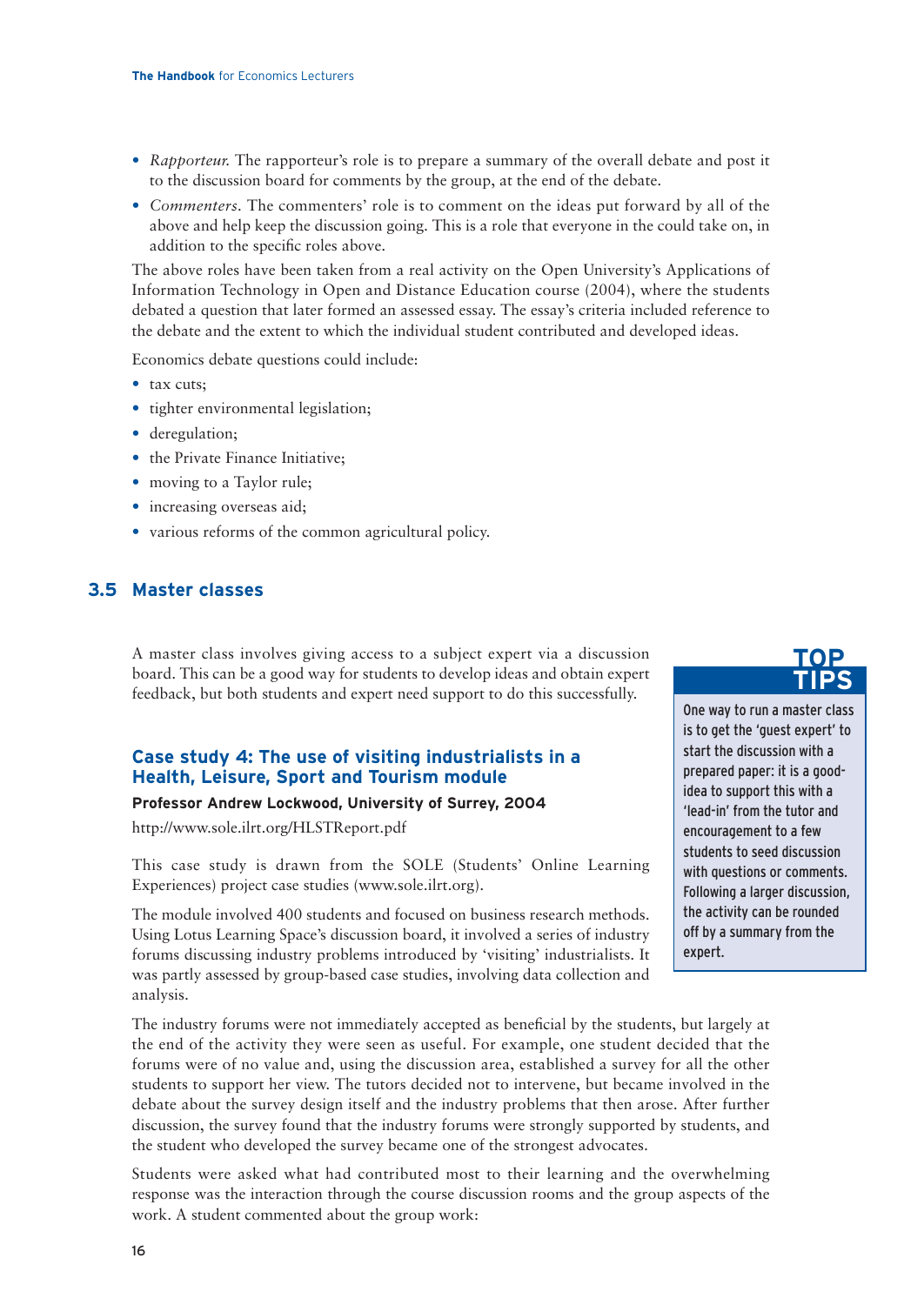- *Rapporteur.* The rapporteur's role is to prepare a summary of the overall debate and post it to the discussion board for comments by the group, at the end of the debate.
- *Commenters*. The commenters' role is to comment on the ideas put forward by all of the above and help keep the discussion going. This is a role that everyone in the could take on, in addition to the specific roles above.

The above roles have been taken from a real activity on the Open University's Applications of Information Technology in Open and Distance Education course (2004), where the students debated a question that later formed an assessed essay. The essay's criteria included reference to the debate and the extent to which the individual student contributed and developed ideas.

Economics debate questions could include:

- tax cuts;
- tighter environmental legislation;
- deregulation;
- the Private Finance Initiative;
- moving to a Taylor rule;
- increasing overseas aid;
- various reforms of the common agricultural policy.

## 3.5 Master classes

A master class involves giving access to a subject expert via a discussion board. This can be a good way for students to develop ideas and obtain expert feedback, but both students and expert need support to do this successfully.

> **TOP TIPS**
>
> One way to run a master class is to get the 'guest expert' to start the discussion with a prepared paper: it is a good-idea to support this with a 'lead-in' from the tutor and encouragement to a few students to seed discussion with questions or comments. Following a larger discussion, the activity can be rounded off by a summary from the expert.

### Case study 4: The use of visiting industrialists in a Health, Leisure, Sport and Tourism module

**Professor Andrew Lockwood, University of Surrey, 2004**

http://www.sole.ilrt.org/HLSTReport.pdf

This case study is drawn from the SOLE (Students' Online Learning Experiences) project case studies (www.sole.ilrt.org).

The module involved 400 students and focused on business research methods. Using Lotus Learning Space's discussion board, it involved a series of industry forums discussing industry problems introduced by 'visiting' industrialists. It was partly assessed by group-based case studies, involving data collection and analysis.

The industry forums were not immediately accepted as beneficial by the students, but largely at the end of the activity they were seen as useful. For example, one student decided that the forums were of no value and, using the discussion area, established a survey for all the other students to support her view. The tutors decided not to intervene, but became involved in the debate about the survey design itself and the industry problems that then arose. After further discussion, the survey found that the industry forums were strongly supported by students, and the student who developed the survey became one of the strongest advocates.

Students were asked what had contributed most to their learning and the overwhelming response was the interaction through the course discussion rooms and the group aspects of the work. A student commented about the group work: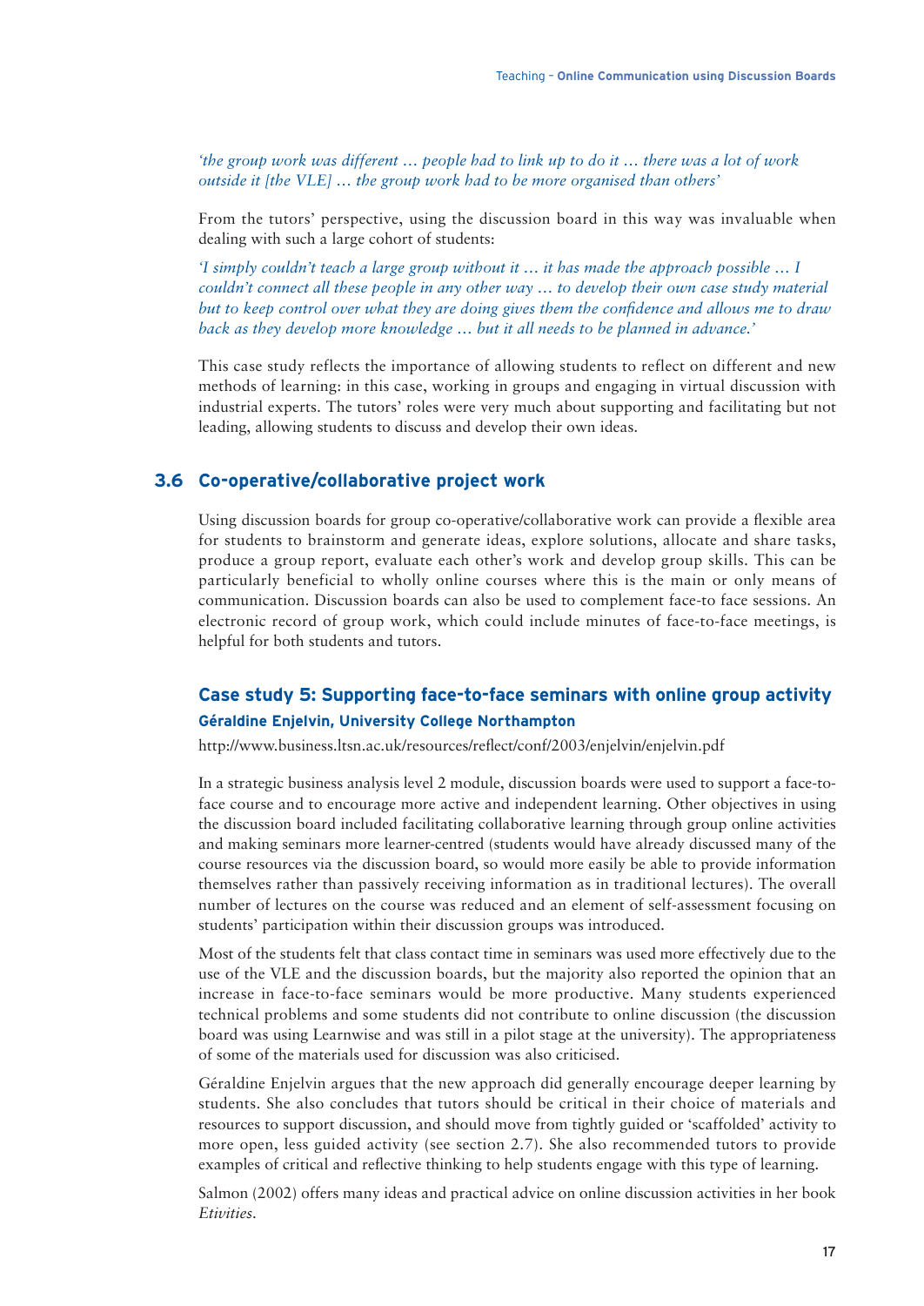*'the group work was different … people had to link up to do it … there was a lot of work outside it [the VLE] … the group work had to be more organised than others'*

From the tutors' perspective, using the discussion board in this way was invaluable when dealing with such a large cohort of students:

*'I simply couldn't teach a large group without it … it has made the approach possible … I couldn't connect all these people in any other way … to develop their own case study material but to keep control over what they are doing gives them the confidence and allows me to draw back as they develop more knowledge … but it all needs to be planned in advance.'*

This case study reflects the importance of allowing students to reflect on different and new methods of learning: in this case, working in groups and engaging in virtual discussion with industrial experts. The tutors' roles were very much about supporting and facilitating but not leading, allowing students to discuss and develop their own ideas.

## 3.6 Co-operative/collaborative project work

Using discussion boards for group co-operative/collaborative work can provide a flexible area for students to brainstorm and generate ideas, explore solutions, allocate and share tasks, produce a group report, evaluate each other's work and develop group skills. This can be particularly beneficial to wholly online courses where this is the main or only means of communication. Discussion boards can also be used to complement face-to face sessions. An electronic record of group work, which could include minutes of face-to-face meetings, is helpful for both students and tutors.

### Case study 5: Supporting face-to-face seminars with online group activity

**Géraldine Enjelvin, University College Northampton**

http://www.business.ltsn.ac.uk/resources/reflect/conf/2003/enjelvin/enjelvin.pdf

In a strategic business analysis level 2 module, discussion boards were used to support a face-to-face course and to encourage more active and independent learning. Other objectives in using the discussion board included facilitating collaborative learning through group online activities and making seminars more learner-centred (students would have already discussed many of the course resources via the discussion board, so would more easily be able to provide information themselves rather than passively receiving information as in traditional lectures). The overall number of lectures on the course was reduced and an element of self-assessment focusing on students' participation within their discussion groups was introduced.

Most of the students felt that class contact time in seminars was used more effectively due to the use of the VLE and the discussion boards, but the majority also reported the opinion that an increase in face-to-face seminars would be more productive. Many students experienced technical problems and some students did not contribute to online discussion (the discussion board was using Learnwise and was still in a pilot stage at the university). The appropriateness of some of the materials used for discussion was also criticised.

Géraldine Enjelvin argues that the new approach did generally encourage deeper learning by students. She also concludes that tutors should be critical in their choice of materials and resources to support discussion, and should move from tightly guided or 'scaffolded' activity to more open, less guided activity (see section 2.7). She also recommended tutors to provide examples of critical and reflective thinking to help students engage with this type of learning.

Salmon (2002) offers many ideas and practical advice on online discussion activities in her book *Etivities*.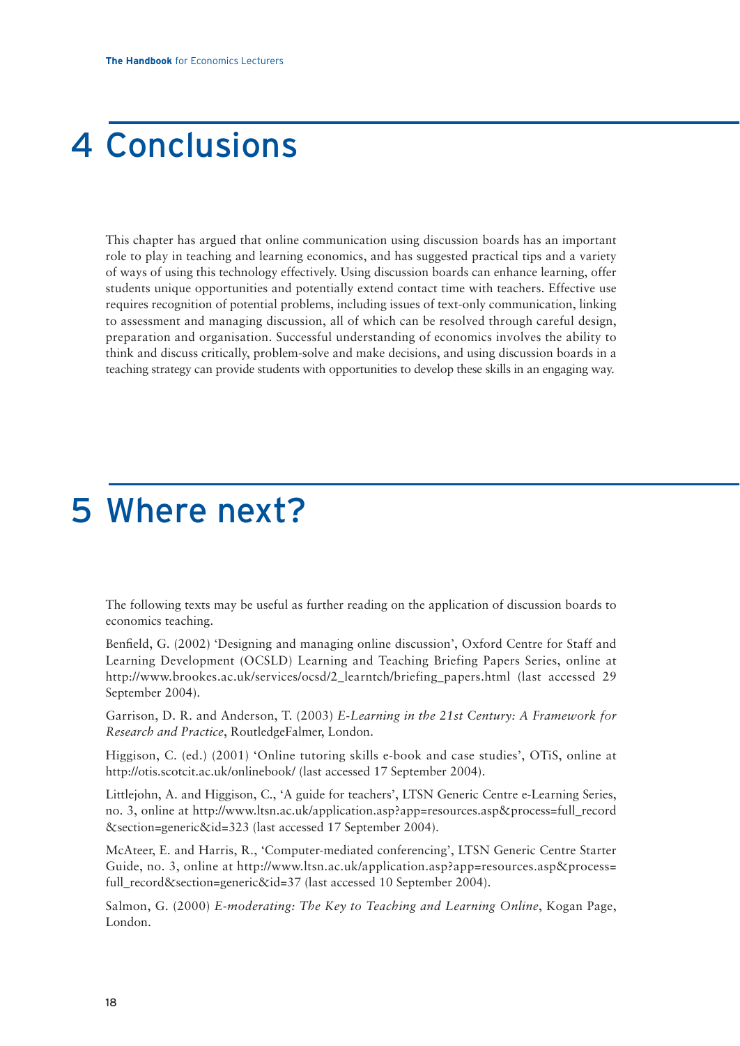# 4 Conclusions

This chapter has argued that online communication using discussion boards has an important role to play in teaching and learning economics, and has suggested practical tips and a variety of ways of using this technology effectively. Using discussion boards can enhance learning, offer students unique opportunities and potentially extend contact time with teachers. Effective use requires recognition of potential problems, including issues of text-only communication, linking to assessment and managing discussion, all of which can be resolved through careful design, preparation and organisation. Successful understanding of economics involves the ability to think and discuss critically, problem-solve and make decisions, and using discussion boards in a teaching strategy can provide students with opportunities to develop these skills in an engaging way.

# 5 Where next?

The following texts may be useful as further reading on the application of discussion boards to economics teaching.

Benfield, G. (2002) 'Designing and managing online discussion', Oxford Centre for Staff and Learning Development (OCSLD) Learning and Teaching Briefing Papers Series, online at http://www.brookes.ac.uk/services/ocsd/2_learntch/briefing_papers.html (last accessed 29 September 2004).

Garrison, D. R. and Anderson, T. (2003) *E-Learning in the 21st Century: A Framework for Research and Practice*, RoutledgeFalmer, London.

Higgison, C. (ed.) (2001) 'Online tutoring skills e-book and case studies', OTiS, online at http://otis.scotcit.ac.uk/onlinebook/ (last accessed 17 September 2004).

Littlejohn, A. and Higgison, C., 'A guide for teachers', LTSN Generic Centre e-Learning Series, no. 3, online at http://www.ltsn.ac.uk/application.asp?app=resources.asp&process=full_record&section=generic&id=323 (last accessed 17 September 2004).

McAteer, E. and Harris, R., 'Computer-mediated conferencing', LTSN Generic Centre Starter Guide, no. 3, online at http://www.ltsn.ac.uk/application.asp?app=resources.asp&process=full_record&section=generic&id=37 (last accessed 10 September 2004).

Salmon, G. (2000) *E-moderating: The Key to Teaching and Learning Online*, Kogan Page, London.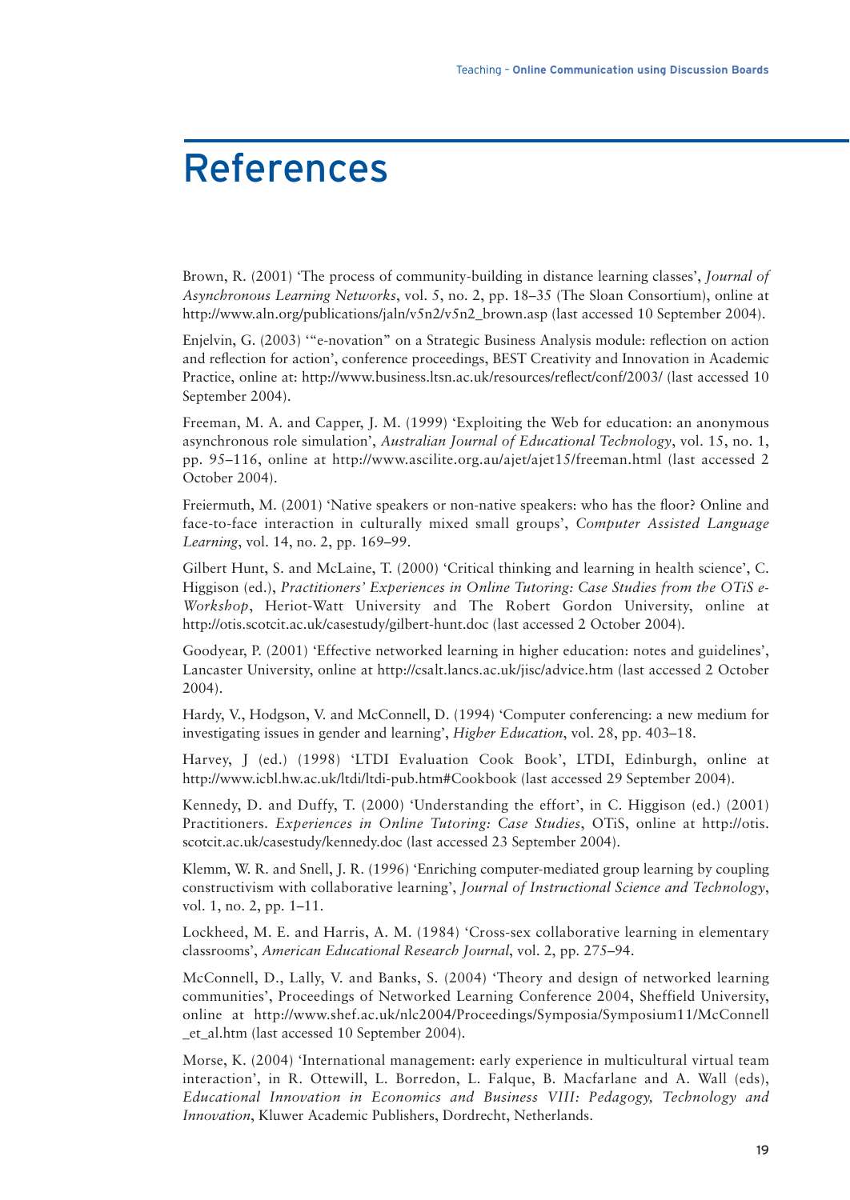# References

Brown, R. (2001) 'The process of community-building in distance learning classes', *Journal of Asynchronous Learning Networks*, vol. 5, no. 2, pp. 18–35 (The Sloan Consortium), online at http://www.aln.org/publications/jaln/v5n2/v5n2_brown.asp (last accessed 10 September 2004).

Enjelvin, G. (2003) '"e-novation" on a Strategic Business Analysis module: reflection on action and reflection for action', conference proceedings, BEST Creativity and Innovation in Academic Practice, online at: http://www.business.ltsn.ac.uk/resources/reflect/conf/2003/ (last accessed 10 September 2004).

Freeman, M. A. and Capper, J. M. (1999) 'Exploiting the Web for education: an anonymous asynchronous role simulation', *Australian Journal of Educational Technology*, vol. 15, no. 1, pp. 95–116, online at http://www.ascilite.org.au/ajet/ajet15/freeman.html (last accessed 2 October 2004).

Freiermuth, M. (2001) 'Native speakers or non-native speakers: who has the floor? Online and face-to-face interaction in culturally mixed small groups', *Computer Assisted Language Learning*, vol. 14, no. 2, pp. 169–99.

Gilbert Hunt, S. and McLaine, T. (2000) 'Critical thinking and learning in health science', C. Higgison (ed.), *Practitioners' Experiences in Online Tutoring: Case Studies from the OTiS e-Workshop*, Heriot-Watt University and The Robert Gordon University, online at http://otis.scotcit.ac.uk/casestudy/gilbert-hunt.doc (last accessed 2 October 2004).

Goodyear, P. (2001) 'Effective networked learning in higher education: notes and guidelines', Lancaster University, online at http://csalt.lancs.ac.uk/jisc/advice.htm (last accessed 2 October 2004).

Hardy, V., Hodgson, V. and McConnell, D. (1994) 'Computer conferencing: a new medium for investigating issues in gender and learning', *Higher Education*, vol. 28, pp. 403–18.

Harvey, J (ed.) (1998) 'LTDI Evaluation Cook Book', LTDI, Edinburgh, online at http://www.icbl.hw.ac.uk/ltdi/ltdi-pub.htm#Cookbook (last accessed 29 September 2004).

Kennedy, D. and Duffy, T. (2000) 'Understanding the effort', in C. Higgison (ed.) (2001) Practitioners. *Experiences in Online Tutoring: Case Studies*, OTiS, online at http://otis.scotcit.ac.uk/casestudy/kennedy.doc (last accessed 23 September 2004).

Klemm, W. R. and Snell, J. R. (1996) 'Enriching computer-mediated group learning by coupling constructivism with collaborative learning', *Journal of Instructional Science and Technology*, vol. 1, no. 2, pp. 1–11.

Lockheed, M. E. and Harris, A. M. (1984) 'Cross-sex collaborative learning in elementary classrooms', *American Educational Research Journal*, vol. 2, pp. 275–94.

McConnell, D., Lally, V. and Banks, S. (2004) 'Theory and design of networked learning communities', Proceedings of Networked Learning Conference 2004, Sheffield University, online at http://www.shef.ac.uk/nlc2004/Proceedings/Symposia/Symposium11/McConnell_et_al.htm (last accessed 10 September 2004).

Morse, K. (2004) 'International management: early experience in multicultural virtual team interaction', in R. Ottewill, L. Borredon, L. Falque, B. Macfarlane and A. Wall (eds), *Educational Innovation in Economics and Business VIII: Pedagogy, Technology and Innovation*, Kluwer Academic Publishers, Dordrecht, Netherlands.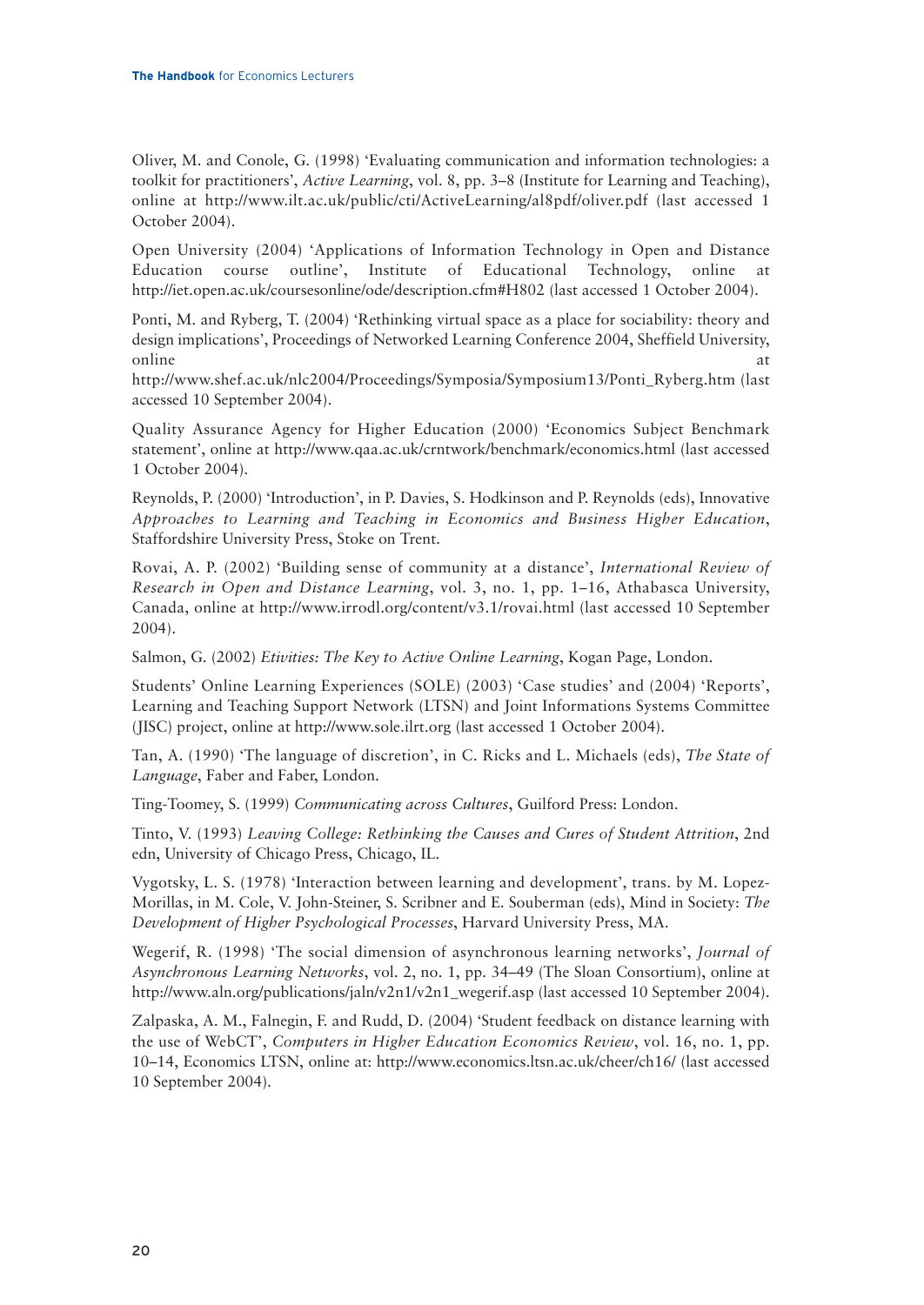Oliver, M. and Conole, G. (1998) 'Evaluating communication and information technologies: a toolkit for practitioners', *Active Learning*, vol. 8, pp. 3–8 (Institute for Learning and Teaching), online at http://www.ilt.ac.uk/public/cti/ActiveLearning/al8pdf/oliver.pdf (last accessed 1 October 2004).

Open University (2004) 'Applications of Information Technology in Open and Distance Education course outline', Institute of Educational Technology, online at http://iet.open.ac.uk/coursesonline/ode/description.cfm#H802 (last accessed 1 October 2004).

Ponti, M. and Ryberg, T. (2004) 'Rethinking virtual space as a place for sociability: theory and design implications', Proceedings of Networked Learning Conference 2004, Sheffield University, online at http://www.shef.ac.uk/nlc2004/Proceedings/Symposia/Symposium13/Ponti_Ryberg.htm (last accessed 10 September 2004).

Quality Assurance Agency for Higher Education (2000) 'Economics Subject Benchmark statement', online at http://www.qaa.ac.uk/crntwork/benchmark/economics.html (last accessed 1 October 2004).

Reynolds, P. (2000) 'Introduction', in P. Davies, S. Hodkinson and P. Reynolds (eds), Innovative *Approaches to Learning and Teaching in Economics and Business Higher Education*, Staffordshire University Press, Stoke on Trent.

Rovai, A. P. (2002) 'Building sense of community at a distance', *International Review of Research in Open and Distance Learning*, vol. 3, no. 1, pp. 1–16, Athabasca University, Canada, online at http://www.irrodl.org/content/v3.1/rovai.html (last accessed 10 September 2004).

Salmon, G. (2002) *Etivities: The Key to Active Online Learning*, Kogan Page, London.

Students' Online Learning Experiences (SOLE) (2003) 'Case studies' and (2004) 'Reports', Learning and Teaching Support Network (LTSN) and Joint Informations Systems Committee (JISC) project, online at http://www.sole.ilrt.org (last accessed 1 October 2004).

Tan, A. (1990) 'The language of discretion', in C. Ricks and L. Michaels (eds), *The State of Language*, Faber and Faber, London.

Ting-Toomey, S. (1999) *Communicating across Cultures*, Guilford Press: London.

Tinto, V. (1993) *Leaving College: Rethinking the Causes and Cures of Student Attrition*, 2nd edn, University of Chicago Press, Chicago, IL.

Vygotsky, L. S. (1978) 'Interaction between learning and development', trans. by M. Lopez-Morillas, in M. Cole, V. John-Steiner, S. Scribner and E. Souberman (eds), Mind in Society: *The Development of Higher Psychological Processes*, Harvard University Press, MA.

Wegerif, R. (1998) 'The social dimension of asynchronous learning networks', *Journal of Asynchronous Learning Networks*, vol. 2, no. 1, pp. 34–49 (The Sloan Consortium), online at http://www.aln.org/publications/jaln/v2n1/v2n1_wegerif.asp (last accessed 10 September 2004).

Zalpaska, A. M., Falnegin, F. and Rudd, D. (2004) 'Student feedback on distance learning with the use of WebCT', *Computers in Higher Education Economics Review*, vol. 16, no. 1, pp. 10–14, Economics LTSN, online at: http://www.economics.ltsn.ac.uk/cheer/ch16/ (last accessed 10 September 2004).